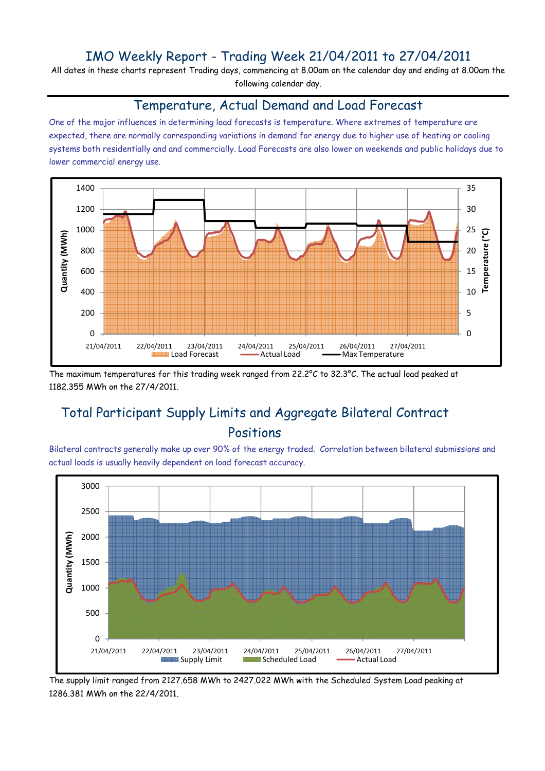# IMO Weekly Report - Trading Week 21/04/2011 to 27/04/2011

All dates in these charts represent Trading days, commencing at 8.00am on the calendar day and ending at 8.00am the following calendar day.

## Temperature, Actual Demand and Load Forecast

One of the major influences in determining load forecasts is temperature. Where extremes of temperature are expected, there are normally corresponding variations in demand for energy due to higher use of heating or cooling systems both residentially and and commercially. Load Forecasts are also lower on weekends and public holidays due to lower commercial energy use.

The maximum temperatures for this trading week ranged from 22.2°C to 32.3°C. The actual load peaked at 1182.355 MWh on the 27/4/2011.

## Total Participant Supply Limits and Aggregate Bilateral Contract Positions

Bilateral contracts generally make up over 90% of the energy traded. Correlation between bilateral submissions and actual loads is usually heavily dependent on load forecast accuracy.

The supply limit ranged from 2127.658 MWh to 2427.022 MWh with the Scheduled System Load peaking at 1286.381 MWh on the 22/4/2011.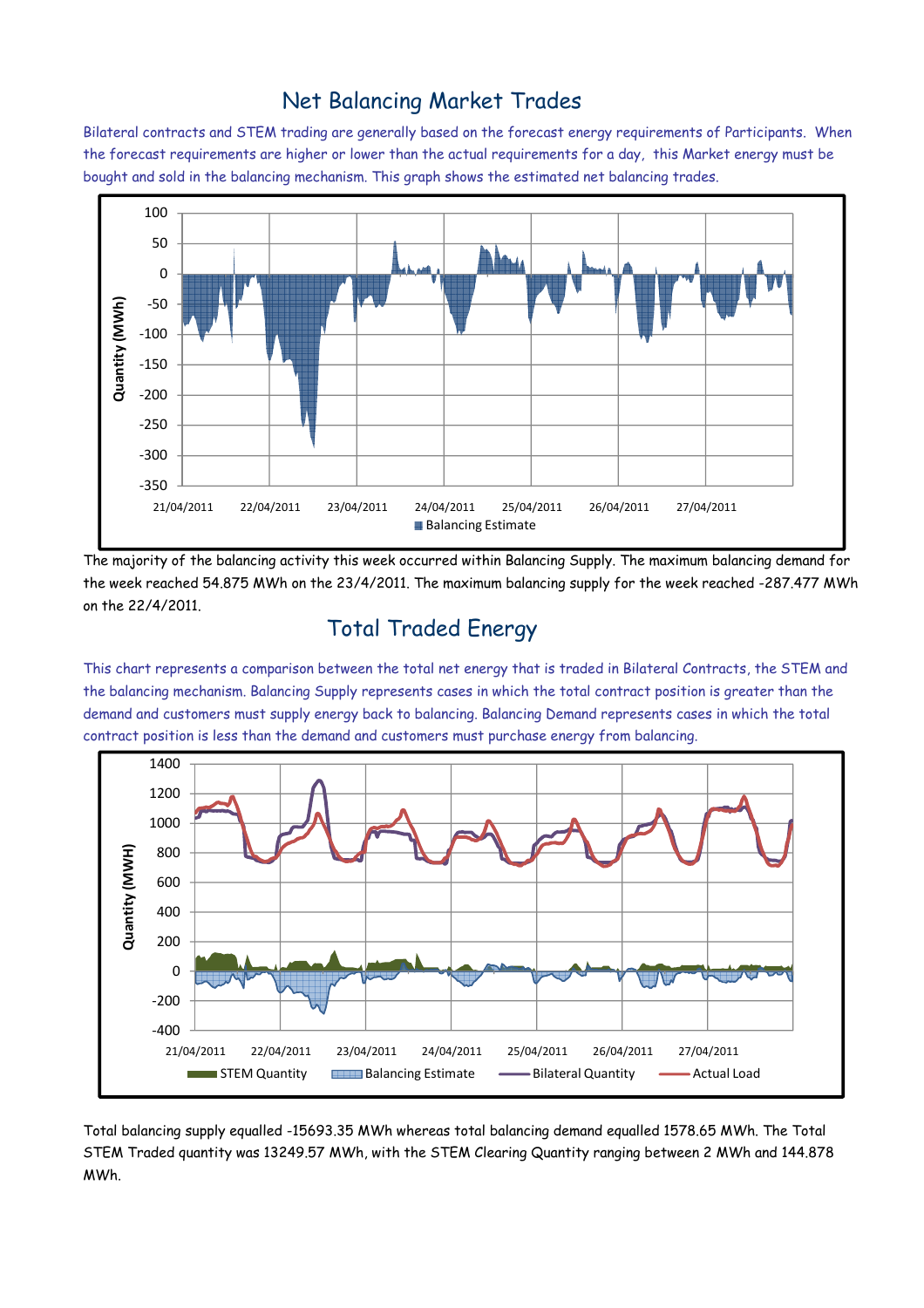## Net Balancing Market Trades

Bilateral contracts and STEM trading are generally based on the forecast energy requirements of Participants. When the forecast requirements are higher or lower than the actual requirements for a day, this Market energy must be bought and sold in the balancing mechanism. This graph shows the estimated net balancing trades.

The majority of the balancing activity this week occurred within Balancing Supply. The maximum balancing demand for the week reached 54.875 MWh on the 23/4/2011. The maximum balancing supply for the week reached -287.477 MWh on the 22/4/2011.

## Total Traded Energy

This chart represents a comparison between the total net energy that is traded in Bilateral Contracts, the STEM and the balancing mechanism. Balancing Supply represents cases in which the total contract position is greater than the demand and customers must supply energy back to balancing. Balancing Demand represents cases in which the total contract position is less than the demand and customers must purchase energy from balancing.

Total balancing supply equalled -15693.35 MWh whereas total balancing demand equalled 1578.65 MWh. The Total STEM Traded quantity was 13249.57 MWh, with the STEM Clearing Quantity ranging between 2 MWh and 144.878 MWh.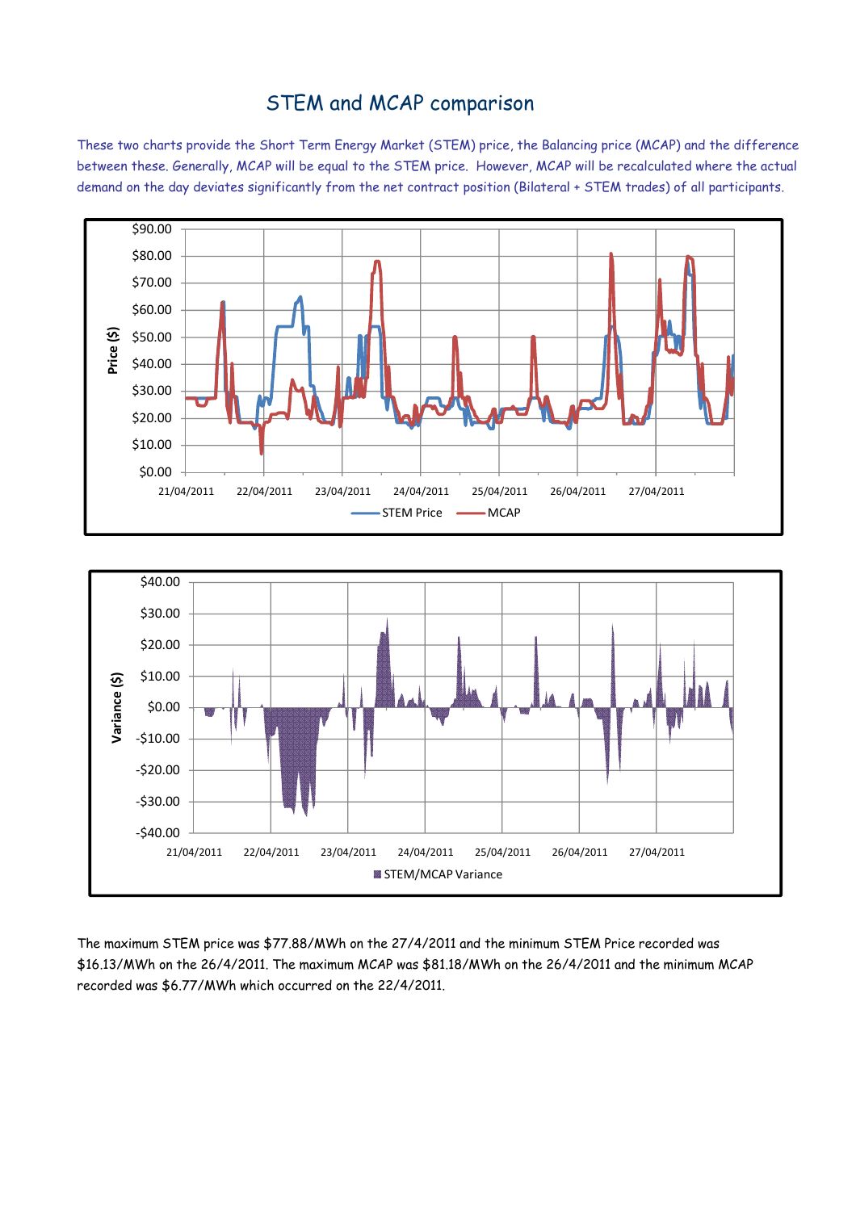# STEM and MCAP comparison

These two charts provide the Short Term Energy Market (STEM) price, the Balancing price (MCAP) and the difference between these. Generally, MCAP will be equal to the STEM price. However, MCAP will be recalculated where the actual demand on the day deviates significantly from the net contract position (Bilateral + STEM trades) of all participants.

Price ($)

$90.00
$80.00
$70.00
$60.00
$50.00
$40.00
$30.00
$20.00
$10.00
$0.00

21/04/2011 22/04/2011 23/04/2011 24/04/2011 25/04/2011 26/04/2011 27/04/2011

STEM Price — MCAP

Variance ($)

$40.00
$30.00
$20.00
$10.00
$0.00
-$10.00
-$20.00
-$30.00
-$40.00

21/04/2011 22/04/2011 23/04/2011 24/04/2011 25/04/2011 26/04/2011 27/04/2011

STEM/MCAP Variance

The maximum STEM price was $77.88/MWh on the 27/4/2011 and the minimum STEM Price recorded was $16.13/MWh on the 26/4/2011. The maximum MCAP was $81.18/MWh on the 26/4/2011 and the minimum MCAP recorded was $6.77/MWh which occurred on the 22/4/2011.